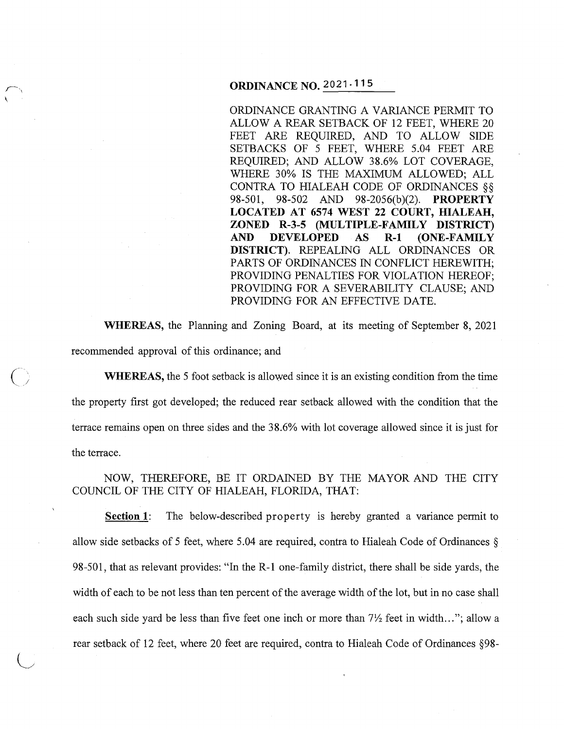# ORDINANCE NO. 2021-115

ORDINANCE GRANTING A VARIANCE PERMIT TO ALLOW A REAR SETBACK OF 12 FEET, WHERE 20 FEET ARE REQUIRED, AND TO ALLOW SIDE SETBACKS OF 5 FEET, WHERE 5.04 FEET ARE REQUIRED; AND ALLOW 38.6% LOT COVERAGE, WHERE 30% IS THE MAXIMUM ALLOWED; ALL CONTRA TO HIALEAH CODE OF ORDINANCES §§ 98-501, 98-502 AND 98-2056(b)(2). **PROPERTY LOCATED AT 6574 WEST 22 COURT, HIALEAH, ZONED R-3-5 (MULTIPLE-FAMILY DISTRICT) AND DEVELOPED AS R-1 (ONE-FAMILY DISTRICT).** REPEALING ALL ORDINANCES OR PARTS OF ORDINANCES IN CONFLICT HEREWITH; PROVIDING PENALTIES FOR VIOLATION HEREOF; PROVIDING FOR A SEVERABILITY CLAUSE; AND PROVIDING FOR AN EFFECTIVE DATE.

**WHEREAS,** the Planning and Zoning Board, at its meeting of September 8, 2021 recommended approval of this ordinance; and

**WHEREAS,** the 5 foot setback is allowed since it is an existing condition from the time the property first got developed; the reduced rear setback allowed with the condition that the terrace remains open on three sides and the 38.6% with lot coverage allowed since it is just for the terrace.

NOW, THEREFORE, BE IT ORDAINED BY THE MAYOR AND THE CITY COUNCIL OF THE CITY OF HIALEAH, FLORIDA, THAT:

**Section 1**: The below-described property is hereby granted a variance permit to allow side setbacks of 5 feet, where 5.04 are required, contra to Hialeah Code of Ordinances § 98-501, that as relevant provides: "In the R-1 one-family district, there shall be side yards, the width of each to be not less than ten percent of the average width of the lot, but in no case shall each such side yard be less than five feet one inch or more than 7½ feet in width..."; allow a rear setback of 12 feet, where 20 feet are required, contra to Hialeah Code of Ordinances §98-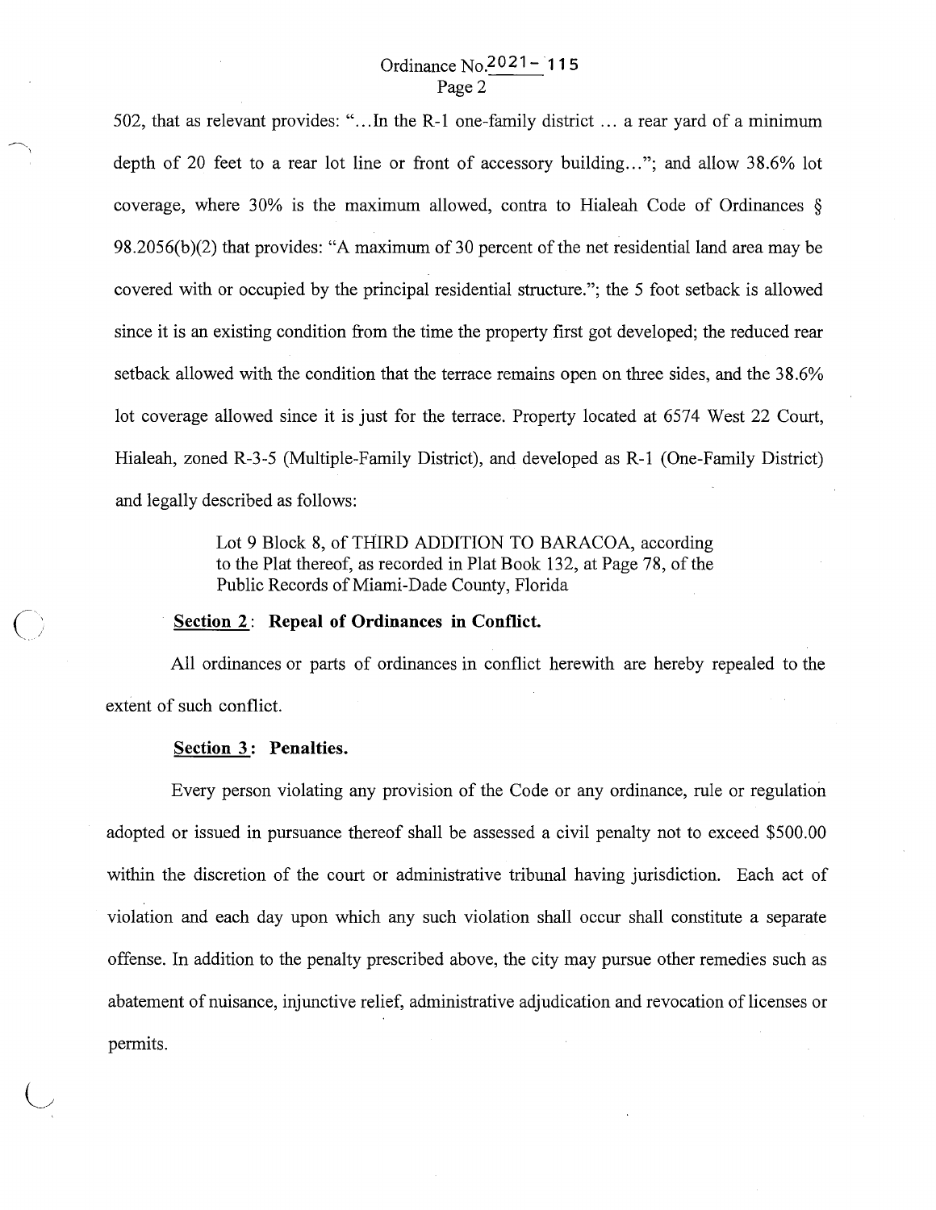502, that as relevant provides: "...In the R-1 one-family district ... a rear yard of a minimum depth of 20 feet to a rear lot line or front of accessory building..."; and allow 38.6% lot coverage, where 30% is the maximum allowed, contra to Hialeah Code of Ordinances § 98.2056(b)(2) that provides: "A maximum of 30 percent of the net residential land area may be covered with or occupied by the principal residential structure."; the 5 foot setback is allowed since it is an existing condition from the time the property first got developed; the reduced rear setback allowed with the condition that the terrace remains open on three sides, and the 38.6% lot coverage allowed since it is just for the terrace. Property located at 6574 West 22 Court, Hialeah, zoned R-3-5 (Multiple-Family District), and developed as R-1 (One-Family District) and legally described as follows:

> Lot 9 Block 8, of THIRD ADDITION TO BARACOA, according to the Plat thereof, as recorded in Plat Book 132, at Page 78, of the Public Records of Miami-Dade County, Florida

**Section 2: Repeal of Ordinances in Conflict.**

All ordinances or parts of ordinances in conflict herewith are hereby repealed to the extent of such conflict.

**Section 3: Penalties.**

Every person violating any provision of the Code or any ordinance, rule or regulation adopted or issued in pursuance thereof shall be assessed a civil penalty not to exceed $500.00 within the discretion of the court or administrative tribunal having jurisdiction. Each act of violation and each day upon which any such violation shall occur shall constitute a separate offense. In addition to the penalty prescribed above, the city may pursue other remedies such as abatement of nuisance, injunctive relief, administrative adjudication and revocation of licenses or permits.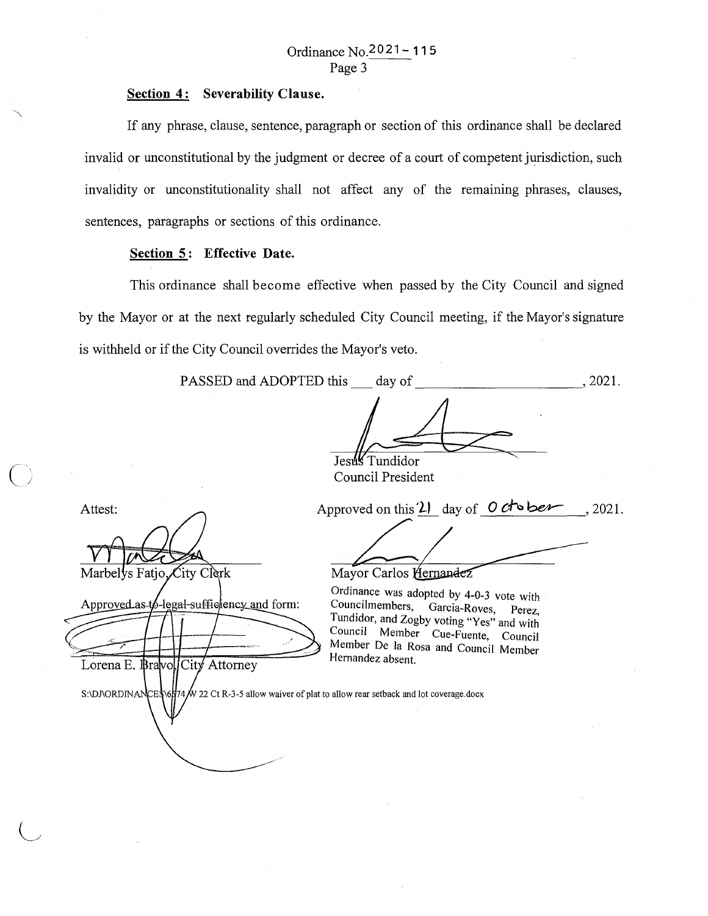Ordinance No. 2021 - 115

**Section 4: Severability Clause.**

If any phrase, clause, sentence, paragraph or section of this ordinance shall be declared invalid or unconstitutional by the judgment or decree of a court of competent jurisdiction, such invalidity or unconstitutionality shall not affect any of the remaining phrases, clauses, sentences, paragraphs or sections of this ordinance.

**Section 5: Effective Date.**

This ordinance shall become effective when passed by the City Council and signed by the Mayor or at the next regularly scheduled City Council meeting, if the Mayor's signature is withheld or if the City Council overrides the Mayor's veto.

PASSED and ADOPTED this ___ day of ____________________, 2021.

Jesus Tundidor
Council President

Attest:

Marbelys Fatjo, City Clerk

Approved as to legal sufficiency and form:

Lorena E. Bravo, City Attorney

Approved on this 21 day of October, 2021.

Mayor Carlos Hernandez

Ordinance was adopted by 4-0-3 vote with Councilmembers, Garcia-Roves, Perez, Tundidor, and Zogby voting "Yes" and with Council Member Cue-Fuente, Council Member De la Rosa and Council Member Hernandez absent.

S:\DJ\ORDINANCES\6574 W 22 Ct R-3-5 allow waiver of plat to allow rear setback and lot coverage.docx